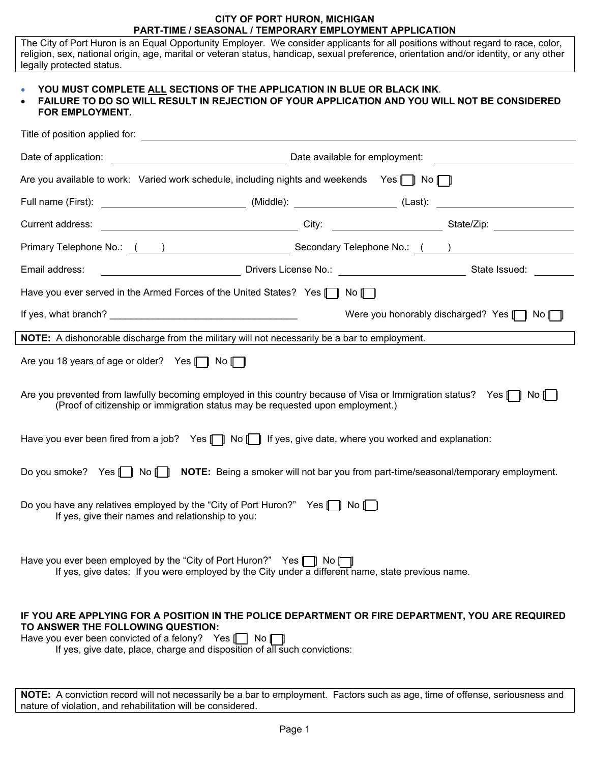# CITY OF PORT HURON, MICHIGAN
## PART-TIME / SEASONAL / TEMPORARY EMPLOYMENT APPLICATION

The City of Port Huron is an Equal Opportunity Employer. We consider applicants for all positions without regard to race, color, religion, sex, national origin, age, marital or veteran status, handicap, sexual preference, orientation and/or identity, or any other legally protected status.

- **YOU MUST COMPLETE ALL SECTIONS OF THE APPLICATION IN BLUE OR BLACK INK.**
- **FAILURE TO DO SO WILL RESULT IN REJECTION OF YOUR APPLICATION AND YOU WILL NOT BE CONSIDERED FOR EMPLOYMENT.**

Title of position applied for: ______________________________

Date of application: ______________________ Date available for employment: ______________________

Are you available to work: Varied work schedule, including nights and weekends Yes ☐ No ☐

Full name (First): ____________________ (Middle): ______________ (Last): ____________________

Current address: ______________________ City: ______________ State/Zip: ____________

Primary Telephone No.: ( ) ______________ Secondary Telephone No.: ( ) ______________

Email address: ______________ Drivers License No.: ______________ State Issued: ______

Have you ever served in the Armed Forces of the United States? Yes ☐ No ☐

If yes, what branch? ___________________________________ Were you honorably discharged? Yes ☐ No ☐

**NOTE:** A dishonorable discharge from the military will not necessarily be a bar to employment.

Are you 18 years of age or older? Yes ☐ No ☐

Are you prevented from lawfully becoming employed in this country because of Visa or Immigration status? Yes ☐ No ☐
(Proof of citizenship or immigration status may be requested upon employment.)

Have you ever been fired from a job? Yes ☐ No ☐ If yes, give date, where you worked and explanation:

Do you smoke? Yes ☐ No ☐ **NOTE:** Being a smoker will not bar you from part-time/seasonal/temporary employment.

Do you have any relatives employed by the "City of Port Huron?" Yes ☐ No ☐
If yes, give their names and relationship to you:

Have you ever been employed by the "City of Port Huron?" Yes ☐ No ☐
If yes, give dates: If you were employed by the City under a different name, state previous name.

**IF YOU ARE APPLYING FOR A POSITION IN THE POLICE DEPARTMENT OR FIRE DEPARTMENT, YOU ARE REQUIRED TO ANSWER THE FOLLOWING QUESTION:**

Have you ever been convicted of a felony? Yes ☐ No ☐
If yes, give date, place, charge and disposition of all such convictions:

**NOTE:** A conviction record will not necessarily be a bar to employment. Factors such as age, time of offense, seriousness and nature of violation, and rehabilitation will be considered.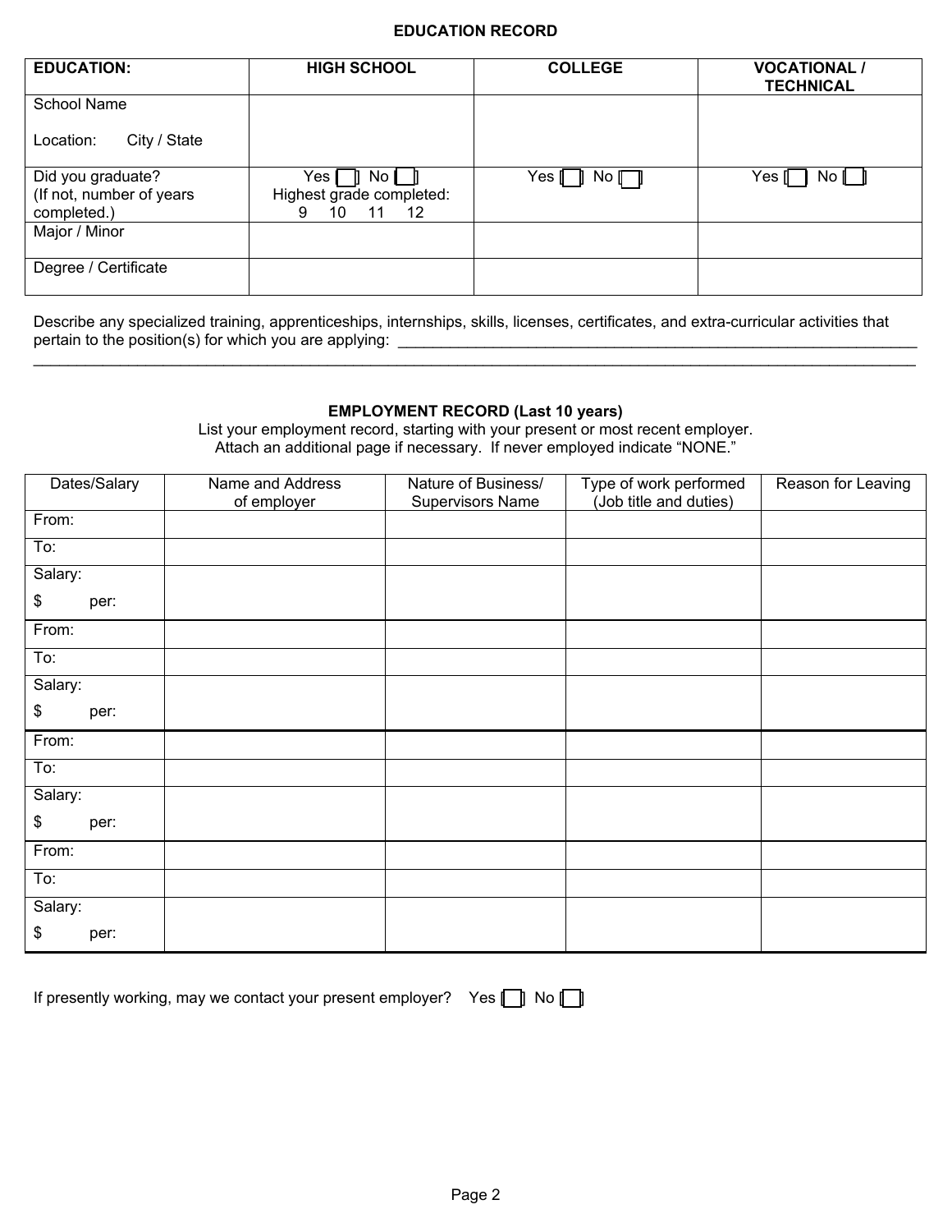## EDUCATION RECORD

| EDUCATION: | HIGH SCHOOL | COLLEGE | VOCATIONAL / TECHNICAL |
|---|---|---|---|
| School Name<br><br>Location: City / State | | | |
| Did you graduate?<br>(If not, number of years completed.) | Yes [ ] No [ ]<br>Highest grade completed:<br>9 10 11 12 | Yes [ ] No [ ] | Yes [ ] No [ ] |
| Major / Minor | | | |
| Degree / Certificate | | | |

Describe any specialized training, apprenticeships, internships, skills, licenses, certificates, and extra-curricular activities that pertain to the position(s) for which you are applying: \_\_\_\_\_\_\_\_\_\_\_\_\_\_\_\_\_\_\_\_\_\_\_\_\_\_\_\_\_\_\_\_\_\_\_\_\_\_\_\_\_\_\_\_\_\_\_\_\_\_\_\_\_\_\_\_\_\_\_\_\_\_
\_\_\_\_\_\_\_\_\_\_\_\_\_\_\_\_\_\_\_\_\_\_\_\_\_\_\_\_\_\_\_\_\_\_\_\_\_\_\_\_\_\_\_\_\_\_\_\_\_\_\_\_\_\_\_\_\_\_\_\_\_\_\_\_\_\_\_\_\_\_\_\_\_\_\_\_\_\_\_\_\_\_\_\_\_\_\_\_\_\_\_\_\_\_

## EMPLOYMENT RECORD (Last 10 years)

List your employment record, starting with your present or most recent employer.
Attach an additional page if necessary. If never employed indicate "NONE."

| Dates/Salary | Name and Address of employer | Nature of Business/ Supervisors Name | Type of work performed (Job title and duties) | Reason for Leaving |
|---|---|---|---|---|
| From: | | | | |
| To: | | | | |
| Salary:<br>$ per: | | | | |
| From: | | | | |
| To: | | | | |
| Salary:<br>$ per: | | | | |
| From: | | | | |
| To: | | | | |
| Salary:<br>$ per: | | | | |
| From: | | | | |
| To: | | | | |
| Salary:<br>$ per: | | | | |

If presently working, may we contact your present employer? Yes [ ] No [ ]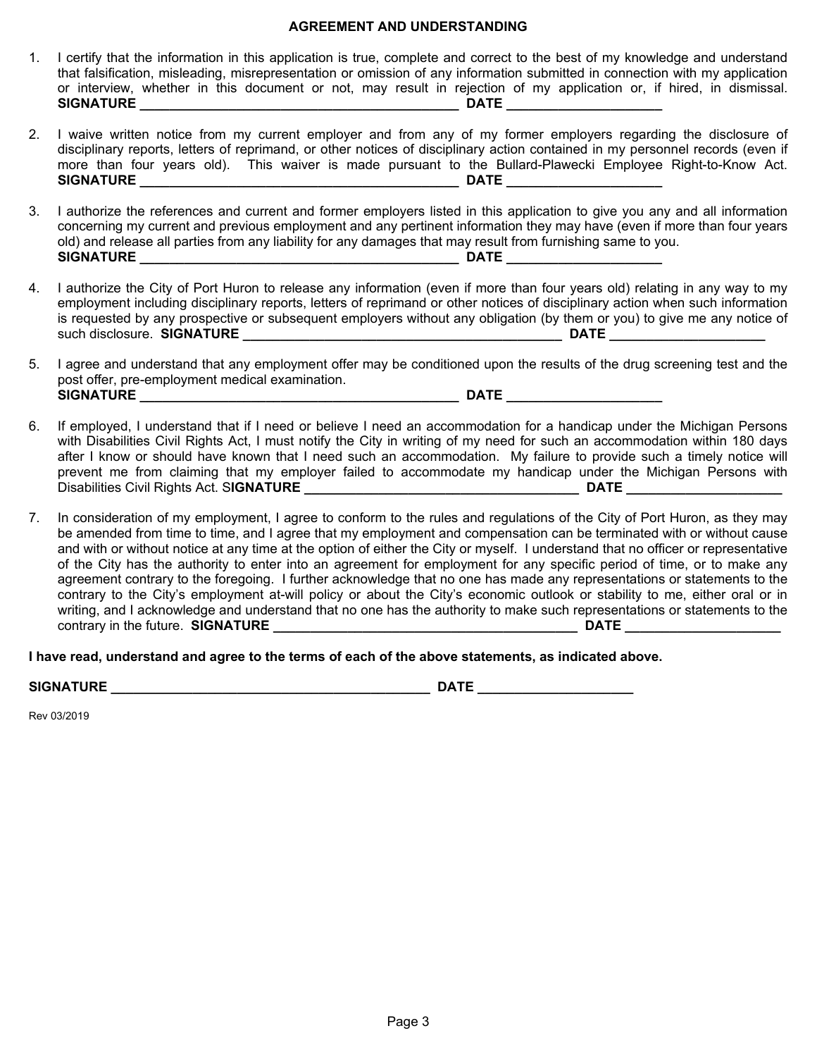## AGREEMENT AND UNDERSTANDING

1. I certify that the information in this application is true, complete and correct to the best of my knowledge and understand that falsification, misleading, misrepresentation or omission of any information submitted in connection with my application or interview, whether in this document or not, may result in rejection of my application or, if hired, in dismissal.
   **SIGNATURE ___________________________________________ DATE ____________________**

2. I waive written notice from my current employer and from any of my former employers regarding the disclosure of disciplinary reports, letters of reprimand, or other notices of disciplinary action contained in my personnel records (even if more than four years old). This waiver is made pursuant to the Bullard-Plawecki Employee Right-to-Know Act.
   **SIGNATURE ___________________________________________ DATE ____________________**

3. I authorize the references and current and former employers listed in this application to give you any and all information concerning my current and previous employment and any pertinent information they may have (even if more than four years old) and release all parties from any liability for any damages that may result from furnishing same to you.
   **SIGNATURE ___________________________________________ DATE ____________________**

4. I authorize the City of Port Huron to release any information (even if more than four years old) relating in any way to my employment including disciplinary reports, letters of reprimand or other notices of disciplinary action when such information is requested by any prospective or subsequent employers without any obligation (by them or you) to give me any notice of such disclosure. **SIGNATURE ___________________________________________ DATE ____________________**

5. I agree and understand that any employment offer may be conditioned upon the results of the drug screening test and the post offer, pre-employment medical examination.
   **SIGNATURE ___________________________________________ DATE ____________________**

6. If employed, I understand that if I need or believe I need an accommodation for a handicap under the Michigan Persons with Disabilities Civil Rights Act, I must notify the City in writing of my need for such an accommodation within 180 days after I know or should have known that I need such an accommodation. My failure to provide such a timely notice will prevent me from claiming that my employer failed to accommodate my handicap under the Michigan Persons with Disabilities Civil Rights Act. S**IGNATURE ______________________________________ DATE ____________________**

7. In consideration of my employment, I agree to conform to the rules and regulations of the City of Port Huron, as they may be amended from time to time, and I agree that my employment and compensation can be terminated with or without cause and with or without notice at any time at the option of either the City or myself. I understand that no officer or representative of the City has the authority to enter into an agreement for employment for any specific period of time, or to make any agreement contrary to the foregoing. I further acknowledge that no one has made any representations or statements to the contrary to the City's employment at-will policy or about the City's economic outlook or stability to me, either oral or in writing, and I acknowledge and understand that no one has the authority to make such representations or statements to the contrary in the future. **SIGNATURE ________________________________________ DATE ____________________**

**I have read, understand and agree to the terms of each of the above statements, as indicated above.**

**SIGNATURE ___________________________________________ DATE ____________________**

Rev 03/2019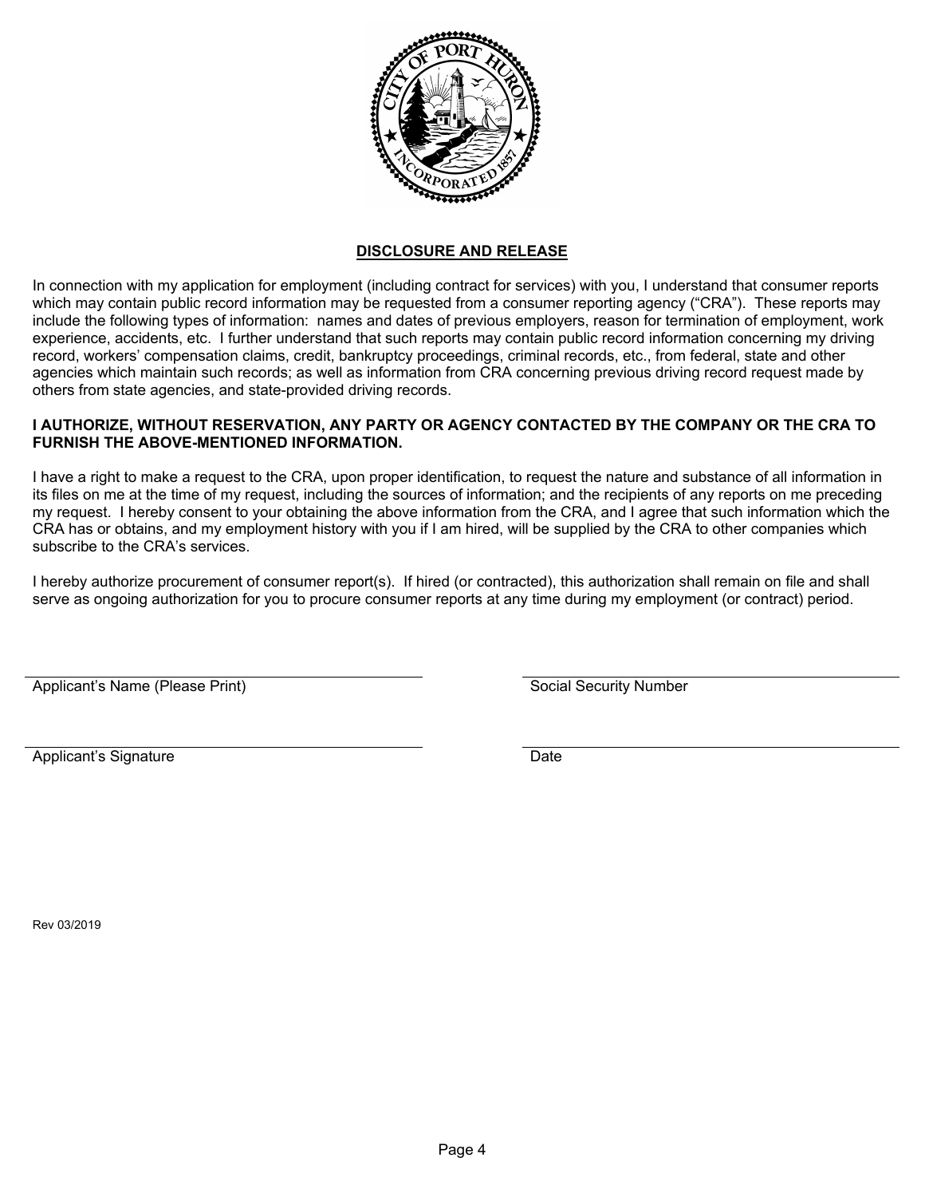## DISCLOSURE AND RELEASE

In connection with my application for employment (including contract for services) with you, I understand that consumer reports which may contain public record information may be requested from a consumer reporting agency ("CRA"). These reports may include the following types of information: names and dates of previous employers, reason for termination of employment, work experience, accidents, etc. I further understand that such reports may contain public record information concerning my driving record, workers' compensation claims, credit, bankruptcy proceedings, criminal records, etc., from federal, state and other agencies which maintain such records; as well as information from CRA concerning previous driving record request made by others from state agencies, and state-provided driving records.

**I AUTHORIZE, WITHOUT RESERVATION, ANY PARTY OR AGENCY CONTACTED BY THE COMPANY OR THE CRA TO FURNISH THE ABOVE-MENTIONED INFORMATION.**

I have a right to make a request to the CRA, upon proper identification, to request the nature and substance of all information in its files on me at the time of my request, including the sources of information; and the recipients of any reports on me preceding my request. I hereby consent to your obtaining the above information from the CRA, and I agree that such information which the CRA has or obtains, and my employment history with you if I am hired, will be supplied by the CRA to other companies which subscribe to the CRA's services.

I hereby authorize procurement of consumer report(s). If hired (or contracted), this authorization shall remain on file and shall serve as ongoing authorization for you to procure consumer reports at any time during my employment (or contract) period.

\_\_\_\_\_\_\_\_\_\_\_\_\_\_\_\_\_\_\_\_\_\_\_\_\_\_\_\_\_\_\_\_\_\_\_\_\_\_\_\_
Applicant's Name (Please Print)

\_\_\_\_\_\_\_\_\_\_\_\_\_\_\_\_\_\_\_\_\_\_\_\_\_\_\_\_\_\_\_\_\_\_\_\_\_\_\_\_
Social Security Number

\_\_\_\_\_\_\_\_\_\_\_\_\_\_\_\_\_\_\_\_\_\_\_\_\_\_\_\_\_\_\_\_\_\_\_\_\_\_\_\_
Applicant's Signature

\_\_\_\_\_\_\_\_\_\_\_\_\_\_\_\_\_\_\_\_\_\_\_\_\_\_\_\_\_\_\_\_\_\_\_\_\_\_\_\_
Date

Rev 03/2019